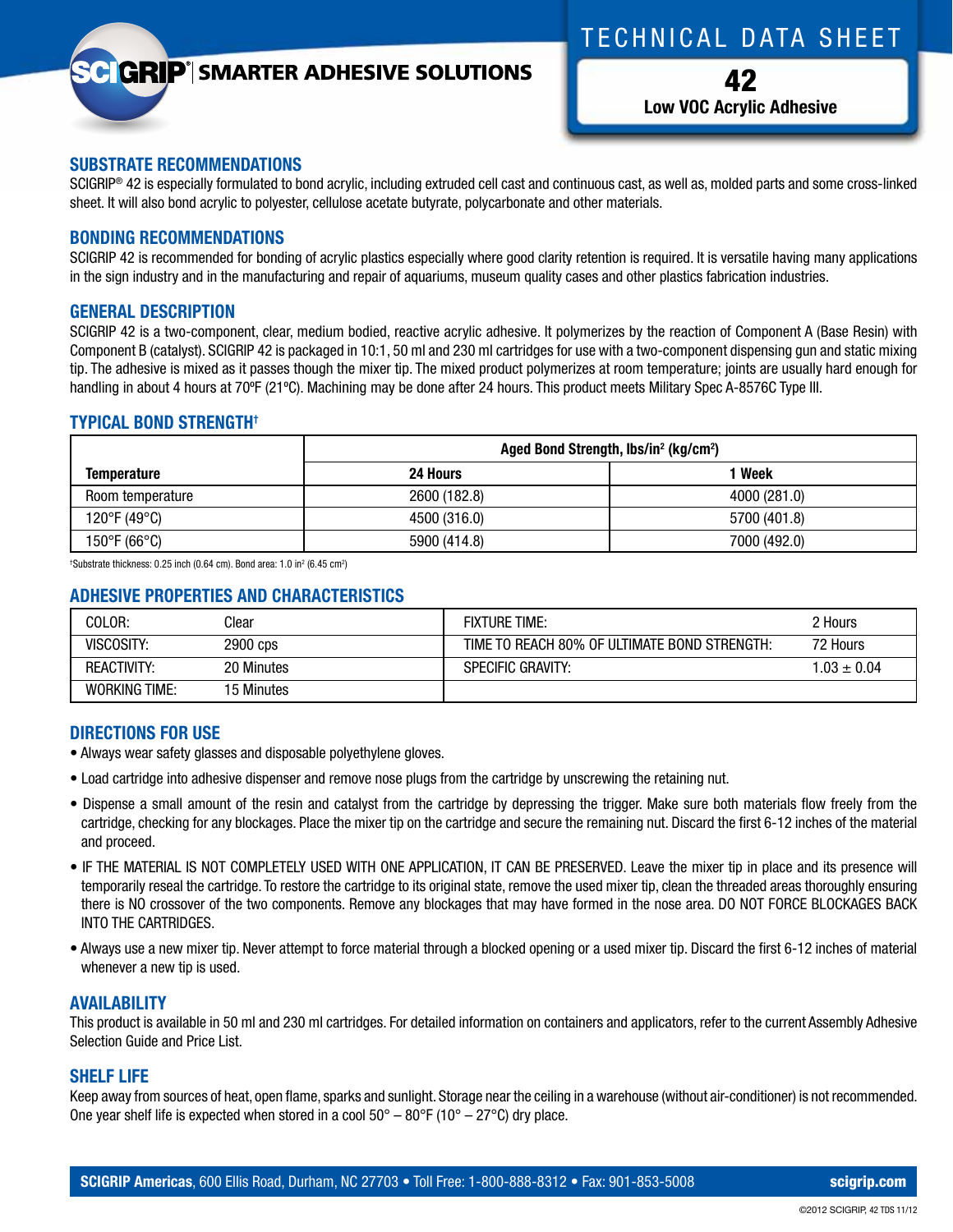SCIGRIP® | SMARTER ADHESIVE SOLUTIONS

# TECHNICAL DATA SHEET

**42**
**Low VOC Acrylic Adhesive**

## SUBSTRATE RECOMMENDATIONS

SCIGRIP® 42 is especially formulated to bond acrylic, including extruded cell cast and continuous cast, as well as, molded parts and some cross-linked sheet. It will also bond acrylic to polyester, cellulose acetate butyrate, polycarbonate and other materials.

## BONDING RECOMMENDATIONS

SCIGRIP 42 is recommended for bonding of acrylic plastics especially where good clarity retention is required. It is versatile having many applications in the sign industry and in the manufacturing and repair of aquariums, museum quality cases and other plastics fabrication industries.

## GENERAL DESCRIPTION

SCIGRIP 42 is a two-component, clear, medium bodied, reactive acrylic adhesive. It polymerizes by the reaction of Component A (Base Resin) with Component B (catalyst). SCIGRIP 42 is packaged in 10:1, 50 ml and 230 ml cartridges for use with a two-component dispensing gun and static mixing tip. The adhesive is mixed as it passes though the mixer tip. The mixed product polymerizes at room temperature; joints are usually hard enough for handling in about 4 hours at 70ºF (21ºC). Machining may be done after 24 hours. This product meets Military Spec A-8576C Type III.

## TYPICAL BOND STRENGTH†

| Temperature | Aged Bond Strength, lbs/in² (kg/cm²) | |
|---|---|---|
| | **24 Hours** | **1 Week** |
| Room temperature | 2600 (182.8) | 4000 (281.0) |
| 120°F (49°C) | 4500 (316.0) | 5700 (401.8) |
| 150°F (66°C) | 5900 (414.8) | 7000 (492.0) |

†Substrate thickness: 0.25 inch (0.64 cm). Bond area: 1.0 in² (6.45 cm²)

## ADHESIVE PROPERTIES AND CHARACTERISTICS

| | | | |
|---|---|---|---|
| COLOR: | Clear | FIXTURE TIME: | 2 Hours |
| VISCOSITY: | 2900 cps | TIME TO REACH 80% OF ULTIMATE BOND STRENGTH: | 72 Hours |
| REACTIVITY: | 20 Minutes | SPECIFIC GRAVITY: | 1.03 ± 0.04 |
| WORKING TIME: | 15 Minutes | | |

## DIRECTIONS FOR USE

- Always wear safety glasses and disposable polyethylene gloves.
- Load cartridge into adhesive dispenser and remove nose plugs from the cartridge by unscrewing the retaining nut.
- Dispense a small amount of the resin and catalyst from the cartridge by depressing the trigger. Make sure both materials flow freely from the cartridge, checking for any blockages. Place the mixer tip on the cartridge and secure the remaining nut. Discard the first 6-12 inches of the material and proceed.
- IF THE MATERIAL IS NOT COMPLETELY USED WITH ONE APPLICATION, IT CAN BE PRESERVED. Leave the mixer tip in place and its presence will temporarily reseal the cartridge. To restore the cartridge to its original state, remove the used mixer tip, clean the threaded areas thoroughly ensuring there is NO crossover of the two components. Remove any blockages that may have formed in the nose area. DO NOT FORCE BLOCKAGES BACK INTO THE CARTRIDGES.
- Always use a new mixer tip. Never attempt to force material through a blocked opening or a used mixer tip. Discard the first 6-12 inches of material whenever a new tip is used.

## AVAILABILITY

This product is available in 50 ml and 230 ml cartridges. For detailed information on containers and applicators, refer to the current Assembly Adhesive Selection Guide and Price List.

## SHELF LIFE

Keep away from sources of heat, open flame, sparks and sunlight. Storage near the ceiling in a warehouse (without air-conditioner) is not recommended. One year shelf life is expected when stored in a cool 50° – 80°F (10° – 27°C) dry place.

**SCIGRIP Americas**, 600 Ellis Road, Durham, NC 27703 • Toll Free: 1-800-888-8312 • Fax: 901-853-5008 **scigrip.com**

©2012 SCIGRIP, 42 TDS 11/12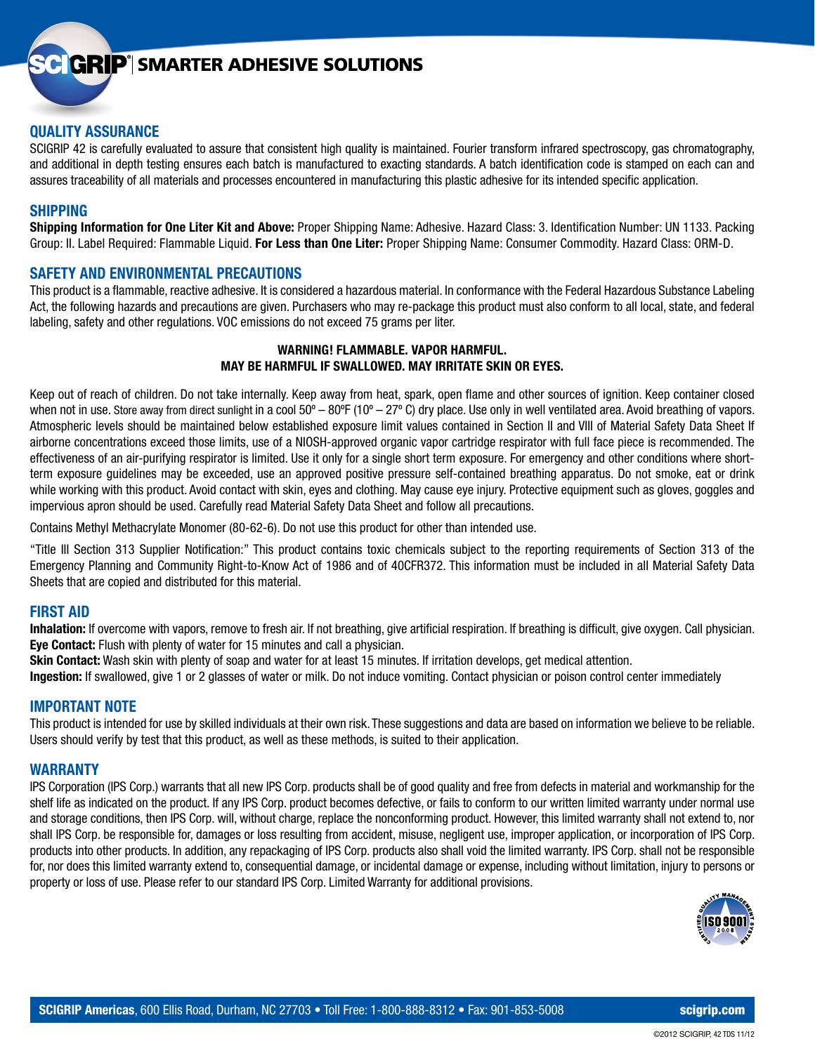## QUALITY ASSURANCE

SCIGRIP 42 is carefully evaluated to assure that consistent high quality is maintained. Fourier transform infrared spectroscopy, gas chromatography, and additional in depth testing ensures each batch is manufactured to exacting standards. A batch identification code is stamped on each can and assures traceability of all materials and processes encountered in manufacturing this plastic adhesive for its intended specific application.

## SHIPPING

**Shipping Information for One Liter Kit and Above:** Proper Shipping Name: Adhesive. Hazard Class: 3. Identification Number: UN 1133. Packing Group: II. Label Required: Flammable Liquid. **For Less than One Liter:** Proper Shipping Name: Consumer Commodity. Hazard Class: ORM-D.

## SAFETY AND ENVIRONMENTAL PRECAUTIONS

This product is a flammable, reactive adhesive. It is considered a hazardous material. In conformance with the Federal Hazardous Substance Labeling Act, the following hazards and precautions are given. Purchasers who may re-package this product must also conform to all local, state, and federal labeling, safety and other regulations. VOC emissions do not exceed 75 grams per liter.

**WARNING! FLAMMABLE. VAPOR HARMFUL.**
**MAY BE HARMFUL IF SWALLOWED. MAY IRRITATE SKIN OR EYES.**

Keep out of reach of children. Do not take internally. Keep away from heat, spark, open flame and other sources of ignition. Keep container closed when not in use. Store away from direct sunlight in a cool 50º – 80ºF (10º – 27º C) dry place. Use only in well ventilated area. Avoid breathing of vapors. Atmospheric levels should be maintained below established exposure limit values contained in Section II and VIII of Material Safety Data Sheet If airborne concentrations exceed those limits, use of a NIOSH-approved organic vapor cartridge respirator with full face piece is recommended. The effectiveness of an air-purifying respirator is limited. Use it only for a single short term exposure. For emergency and other conditions where short-term exposure guidelines may be exceeded, use an approved positive pressure self-contained breathing apparatus. Do not smoke, eat or drink while working with this product. Avoid contact with skin, eyes and clothing. May cause eye injury. Protective equipment such as gloves, goggles and impervious apron should be used. Carefully read Material Safety Data Sheet and follow all precautions.

Contains Methyl Methacrylate Monomer (80-62-6). Do not use this product for other than intended use.

"Title III Section 313 Supplier Notification:" This product contains toxic chemicals subject to the reporting requirements of Section 313 of the Emergency Planning and Community Right-to-Know Act of 1986 and of 40CFR372. This information must be included in all Material Safety Data Sheets that are copied and distributed for this material.

## FIRST AID

**Inhalation:** If overcome with vapors, remove to fresh air. If not breathing, give artificial respiration. If breathing is difficult, give oxygen. Call physician.
**Eye Contact:** Flush with plenty of water for 15 minutes and call a physician.
**Skin Contact:** Wash skin with plenty of soap and water for at least 15 minutes. If irritation develops, get medical attention.
**Ingestion:** If swallowed, give 1 or 2 glasses of water or milk. Do not induce vomiting. Contact physician or poison control center immediately

## IMPORTANT NOTE

This product is intended for use by skilled individuals at their own risk. These suggestions and data are based on information we believe to be reliable. Users should verify by test that this product, as well as these methods, is suited to their application.

## WARRANTY

IPS Corporation (IPS Corp.) warrants that all new IPS Corp. products shall be of good quality and free from defects in material and workmanship for the shelf life as indicated on the product. If any IPS Corp. product becomes defective, or fails to conform to our written limited warranty under normal use and storage conditions, then IPS Corp. will, without charge, replace the nonconforming product. However, this limited warranty shall not extend to, nor shall IPS Corp. be responsible for, damages or loss resulting from accident, misuse, negligent use, improper application, or incorporation of IPS Corp. products into other products. In addition, any repackaging of IPS Corp. products also shall void the limited warranty. IPS Corp. shall not be responsible for, nor does this limited warranty extend to, consequential damage, or incidental damage or expense, including without limitation, injury to persons or property or loss of use. Please refer to our standard IPS Corp. Limited Warranty for additional provisions.

**SCIGRIP Americas**, 600 Ellis Road, Durham, NC 27703 • Toll Free: 1-800-888-8312 • Fax: 901-853-5008 **scigrip.com**

©2012 SCIGRIP, 42 TDS 11/12